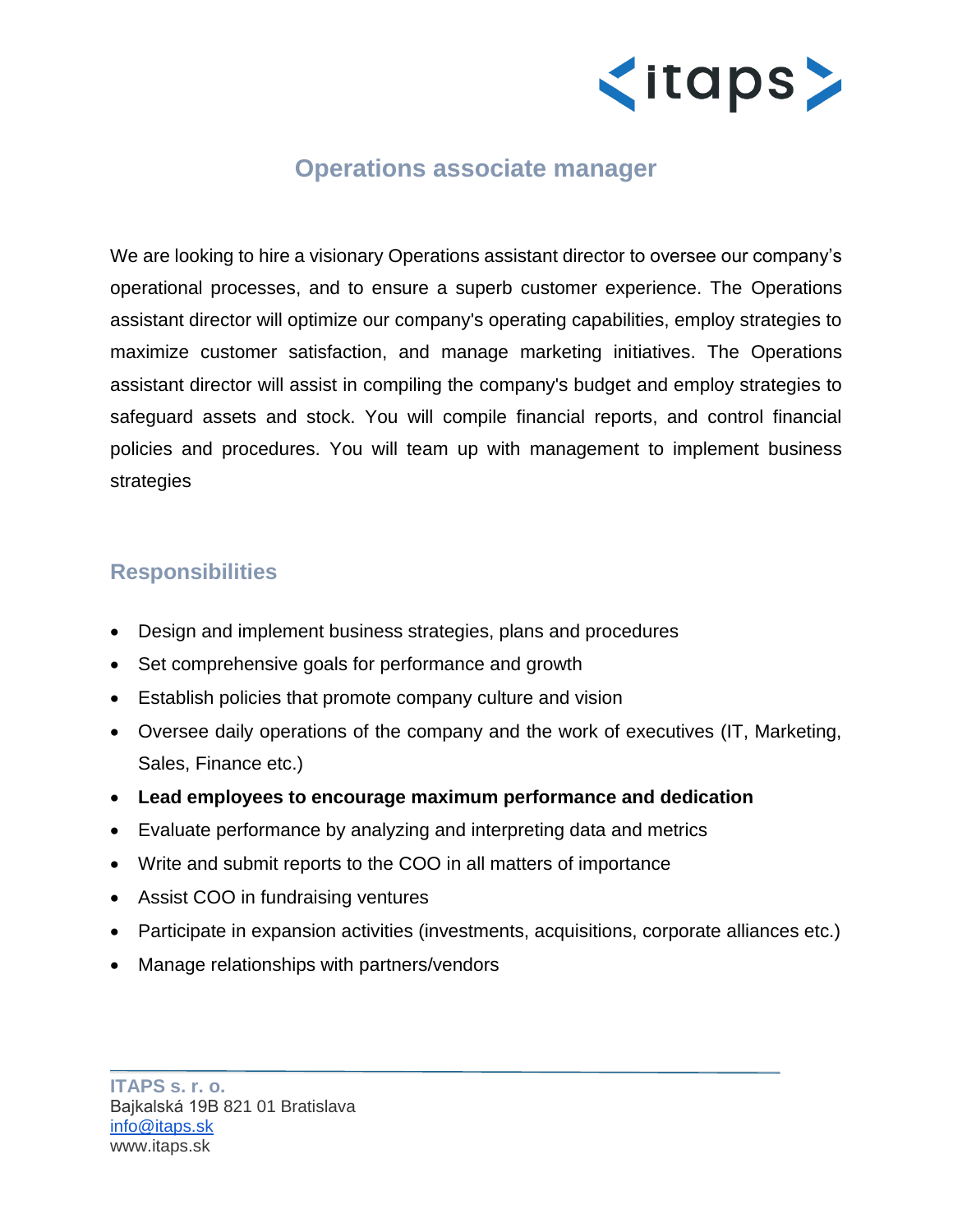# Operations associate manager

We are looking to hire a visionary Operations assistant director to oversee our company's operational processes, and to ensure a superb customer experience. The Operations assistant director will optimize our company's operating capabilities, employ strategies to maximize customer satisfaction, and manage marketing initiatives. The Operations assistant director will assist in compiling the company's budget and employ strategies to safeguard assets and stock. You will compile financial reports, and control financial policies and procedures. You will team up with management to implement business strategies

## Responsibilities

- Design and implement business strategies, plans and procedures
- Set comprehensive goals for performance and growth
- Establish policies that promote company culture and vision
- Oversee daily operations of the company and the work of executives (IT, Marketing, Sales, Finance etc.)
- **Lead employees to encourage maximum performance and dedication**
- Evaluate performance by analyzing and interpreting data and metrics
- Write and submit reports to the COO in all matters of importance
- Assist COO in fundraising ventures
- Participate in expansion activities (investments, acquisitions, corporate alliances etc.)
- Manage relationships with partners/vendors

**ITAPS s. r. o.**
Bajkalská 19B 821 01 Bratislava
info@itaps.sk
www.itaps.sk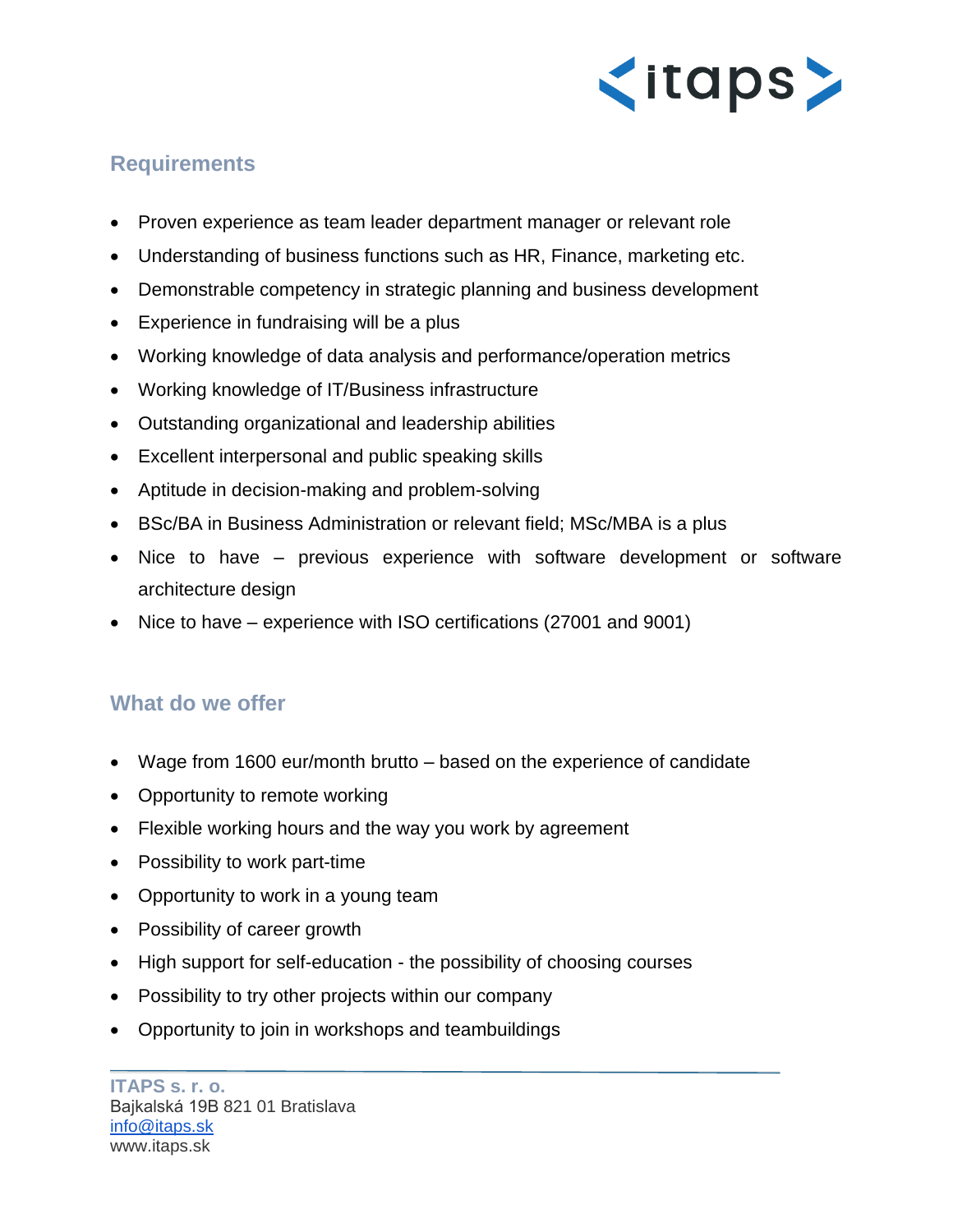## Requirements

- Proven experience as team leader department manager or relevant role
- Understanding of business functions such as HR, Finance, marketing etc.
- Demonstrable competency in strategic planning and business development
- Experience in fundraising will be a plus
- Working knowledge of data analysis and performance/operation metrics
- Working knowledge of IT/Business infrastructure
- Outstanding organizational and leadership abilities
- Excellent interpersonal and public speaking skills
- Aptitude in decision-making and problem-solving
- BSc/BA in Business Administration or relevant field; MSc/MBA is a plus
- Nice to have – previous experience with software development or software architecture design
- Nice to have – experience with ISO certifications (27001 and 9001)

## What do we offer

- Wage from 1600 eur/month brutto – based on the experience of candidate
- Opportunity to remote working
- Flexible working hours and the way you work by agreement
- Possibility to work part-time
- Opportunity to work in a young team
- Possibility of career growth
- High support for self-education - the possibility of choosing courses
- Possibility to try other projects within our company
- Opportunity to join in workshops and teambuildings

**ITAPS s. r. o.**
Bajkalská 19B 821 01 Bratislava
info@itaps.sk
www.itaps.sk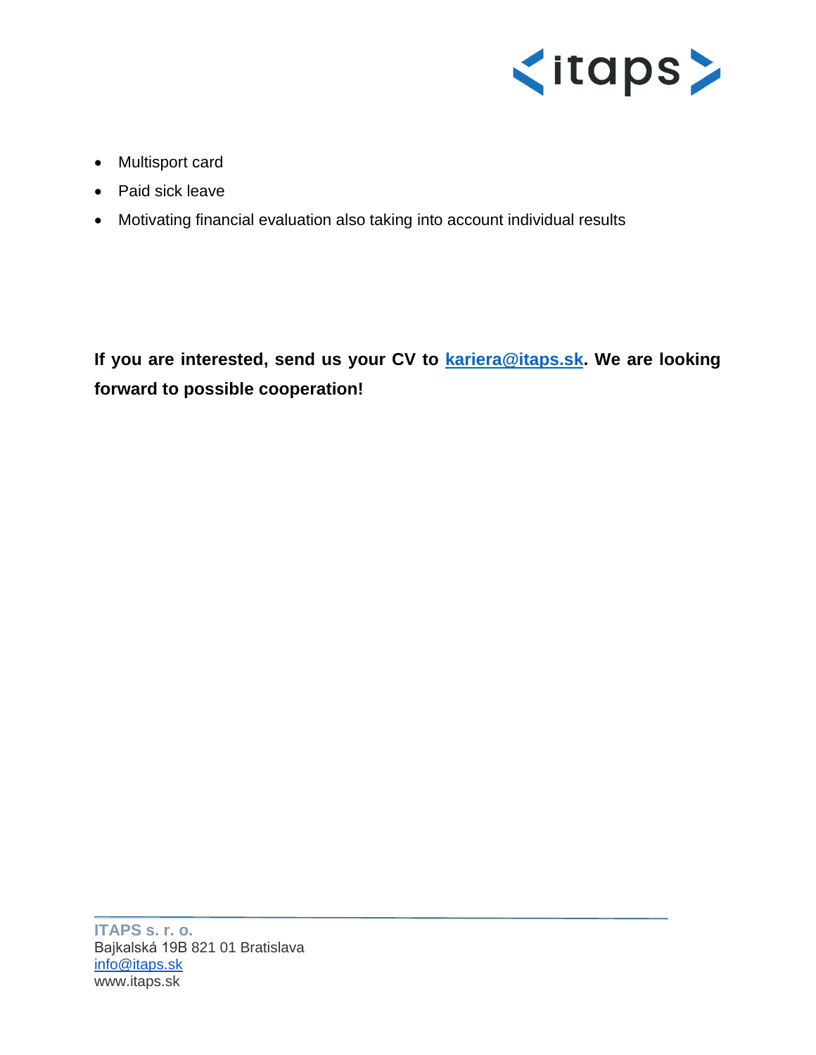- Multisport card
- Paid sick leave
- Motivating financial evaluation also taking into account individual results

**If you are interested, send us your CV to [kariera@itaps.sk](mailto:kariera@itaps.sk). We are looking forward to possible cooperation!**

**ITAPS s. r. o.**
Bajkalská 19B 821 01 Bratislava
[info@itaps.sk](mailto:info@itaps.sk)
www.itaps.sk